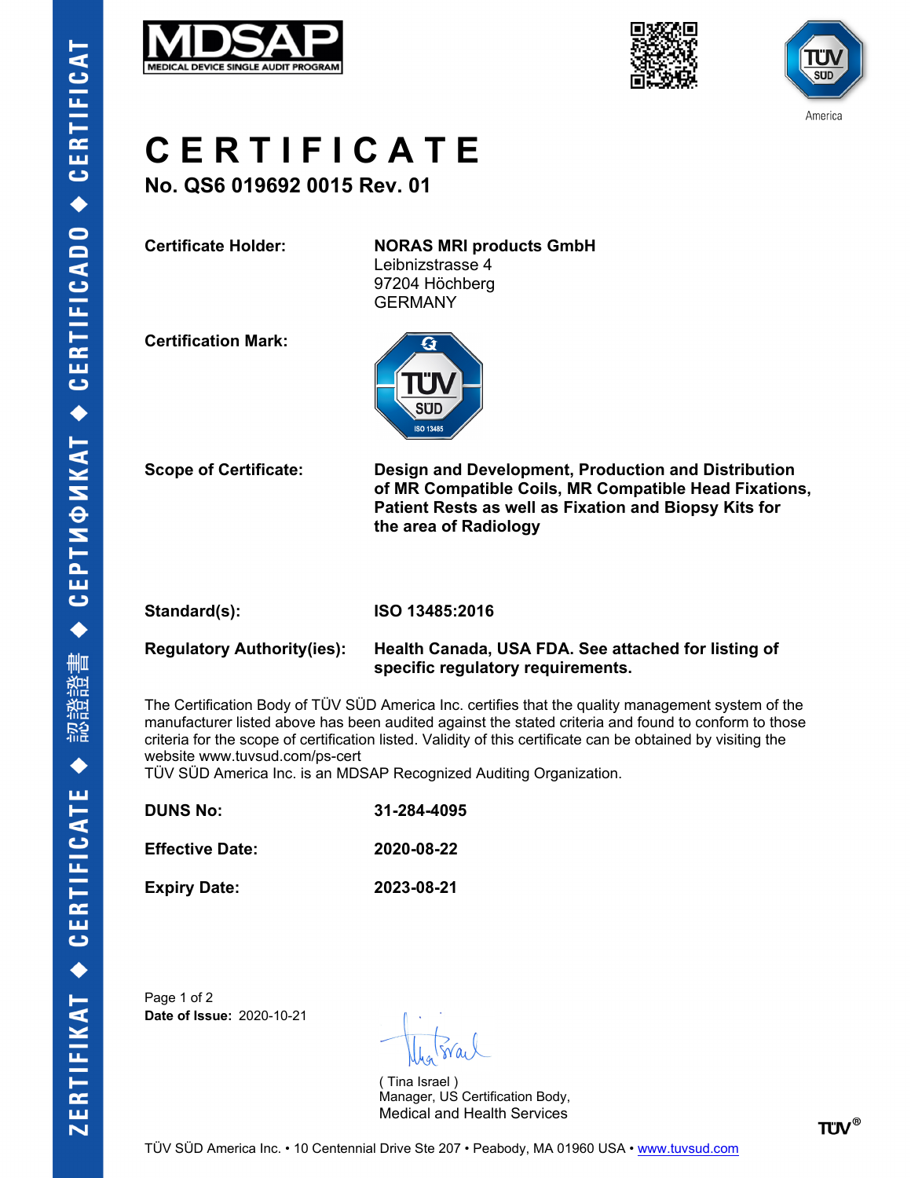# CERTIFICATE

**No. QS6 019692 0015 Rev. 01**

**Certificate Holder:** **NORAS MRI products GmbH**
Leibnizstrasse 4
97204 Höchberg
GERMANY

**Certification Mark:**

**Scope of Certificate:** **Design and Development, Production and Distribution of MR Compatible Coils, MR Compatible Head Fixations, Patient Rests as well as Fixation and Biopsy Kits for the area of Radiology**

**Standard(s):** **ISO 13485:2016**

**Regulatory Authority(ies):** **Health Canada, USA FDA. See attached for listing of specific regulatory requirements.**

The Certification Body of TÜV SÜD America Inc. certifies that the quality management system of the manufacturer listed above has been audited against the stated criteria and found to conform to those criteria for the scope of certification listed. Validity of this certificate can be obtained by visiting the website www.tuvsud.com/ps-cert
TÜV SÜD America Inc. is an MDSAP Recognized Auditing Organization.

**DUNS No:** **31-284-4095**

**Effective Date:** **2020-08-22**

**Expiry Date:** **2023-08-21**

**Date of Issue:** 2020-10-21

( Tina Israel )
Manager, US Certification Body,
Medical and Health Services

TÜV SÜD America Inc. • 10 Centennial Drive Ste 207 • Peabody, MA 01960 USA • www.tuvsud.com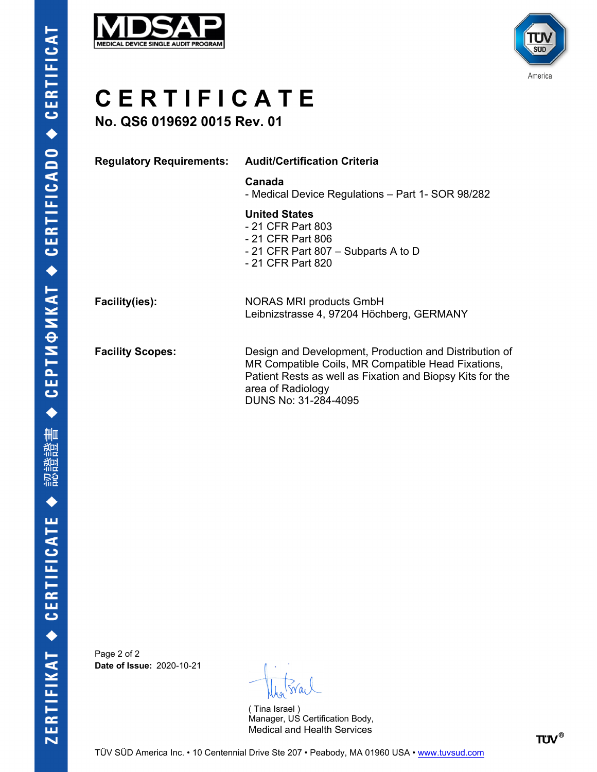MDSAP
MEDICAL DEVICE SINGLE AUDIT PROGRAM

TÜV SÜD
America

# CERTIFICATE

**No. QS6 019692 0015 Rev. 01**

**Regulatory Requirements:** **Audit/Certification Criteria**

**Canada**
- Medical Device Regulations – Part 1- SOR 98/282

**United States**
- 21 CFR Part 803
- 21 CFR Part 806
- 21 CFR Part 807 – Subparts A to D
- 21 CFR Part 820

**Facility(ies):** NORAS MRI products GmbH
Leibnizstrasse 4, 97204 Höchberg, GERMANY

**Facility Scopes:** Design and Development, Production and Distribution of MR Compatible Coils, MR Compatible Head Fixations, Patient Rests as well as Fixation and Biopsy Kits for the area of Radiology
DUNS No: 31-284-4095

**Date of Issue:** 2020-10-21

( Tina Israel )
Manager, US Certification Body,
Medical and Health Services

TÜV SÜD America Inc. • 10 Centennial Drive Ste 207 • Peabody, MA 01960 USA • www.tuvsud.com